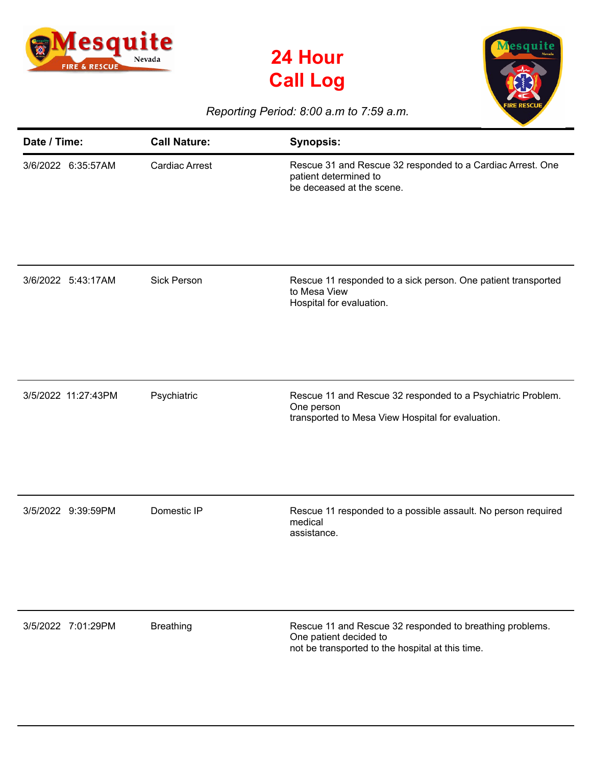Mesquite Nevada FIRE & RESCUE

# 24 Hour Call Log

*Reporting Period: 8:00 a.m to 7:59 a.m.*

| Date / Time: | Call Nature: | Synopsis: |
|---|---|---|
| 3/6/2022 6:35:57AM | Cardiac Arrest | Rescue 31 and Rescue 32 responded to a Cardiac Arrest. One patient determined to be deceased at the scene. |
| 3/6/2022 5:43:17AM | Sick Person | Rescue 11 responded to a sick person. One patient transported to Mesa View Hospital for evaluation. |
| 3/5/2022 11:27:43PM | Psychiatric | Rescue 11 and Rescue 32 responded to a Psychiatric Problem. One person transported to Mesa View Hospital for evaluation. |
| 3/5/2022 9:39:59PM | Domestic IP | Rescue 11 responded to a possible assault. No person required medical assistance. |
| 3/5/2022 7:01:29PM | Breathing | Rescue 11 and Rescue 32 responded to breathing problems. One patient decided to not be transported to the hospital at this time. |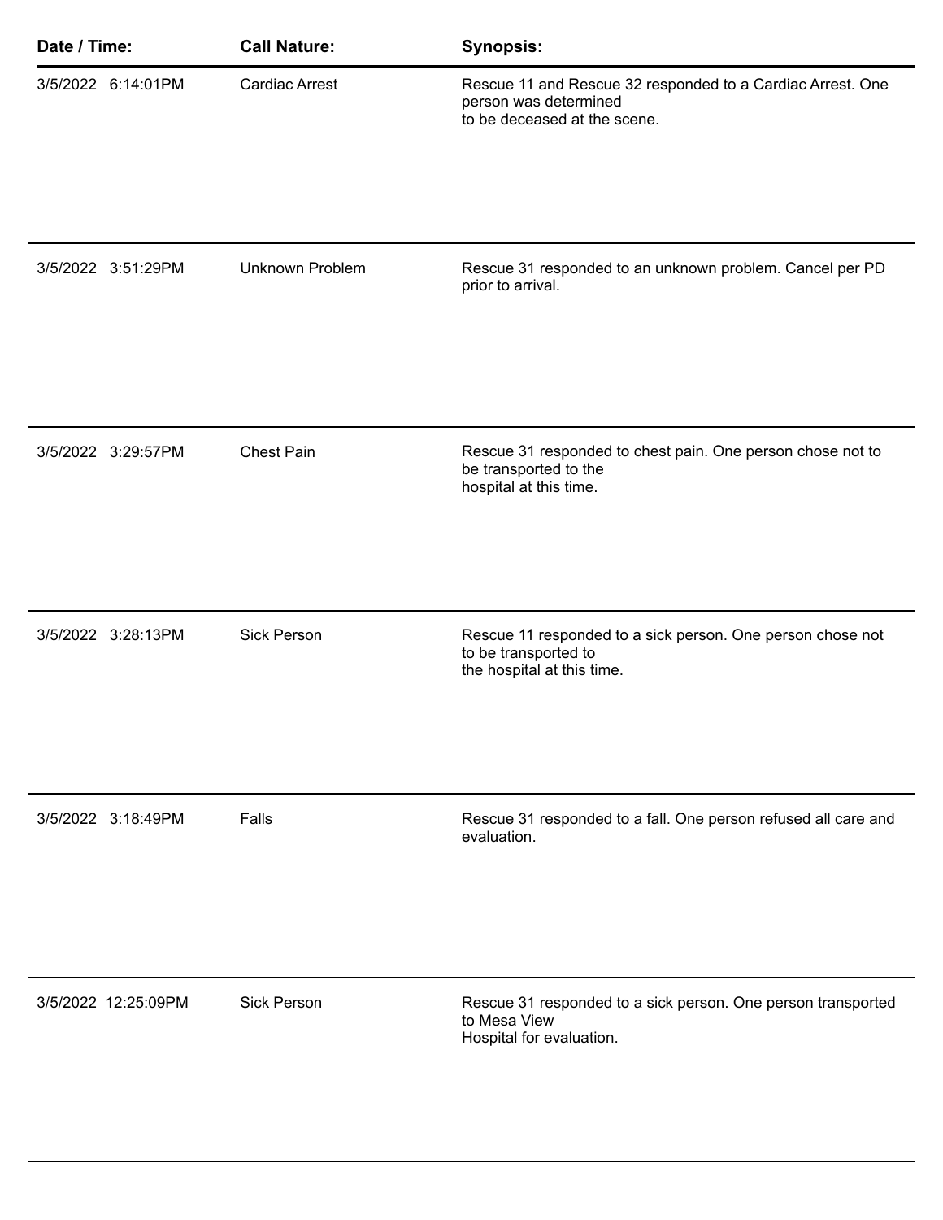| Date / Time: | Call Nature: | Synopsis: |
| --- | --- | --- |
| 3/5/2022 6:14:01PM | Cardiac Arrest | Rescue 11 and Rescue 32 responded to a Cardiac Arrest. One person was determined to be deceased at the scene. |
| 3/5/2022 3:51:29PM | Unknown Problem | Rescue 31 responded to an unknown problem. Cancel per PD prior to arrival. |
| 3/5/2022 3:29:57PM | Chest Pain | Rescue 31 responded to chest pain. One person chose not to be transported to the hospital at this time. |
| 3/5/2022 3:28:13PM | Sick Person | Rescue 11 responded to a sick person. One person chose not to be transported to the hospital at this time. |
| 3/5/2022 3:18:49PM | Falls | Rescue 31 responded to a fall. One person refused all care and evaluation. |
| 3/5/2022 12:25:09PM | Sick Person | Rescue 31 responded to a sick person. One person transported to Mesa View Hospital for evaluation. |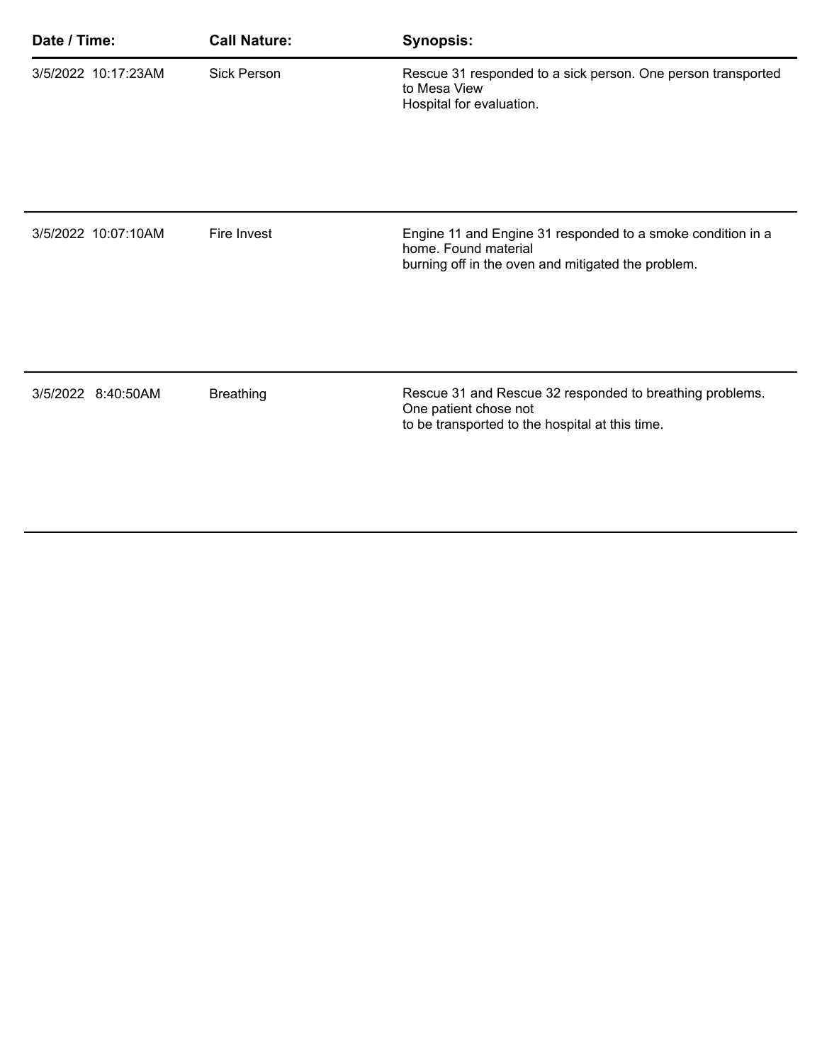| Date / Time: | Call Nature: | Synopsis: |
|---|---|---|
| 3/5/2022 10:17:23AM | Sick Person | Rescue 31 responded to a sick person. One person transported to Mesa View Hospital for evaluation. |
| 3/5/2022 10:07:10AM | Fire Invest | Engine 11 and Engine 31 responded to a smoke condition in a home. Found material burning off in the oven and mitigated the problem. |
| 3/5/2022 8:40:50AM | Breathing | Rescue 31 and Rescue 32 responded to breathing problems. One patient chose not to be transported to the hospital at this time. |